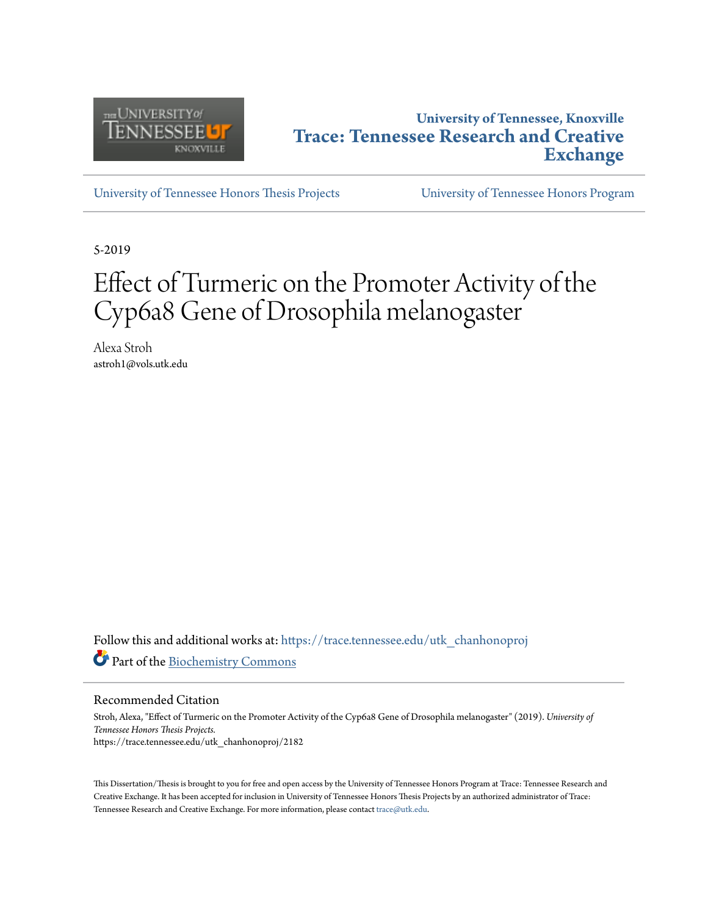University of Tennessee, Knoxville

**Trace: Tennessee Research and Creative Exchange**

University of Tennessee Honors Thesis Projects | University of Tennessee Honors Program

5-2019

# Effect of Turmeric on the Promoter Activity of the Cyp6a8 Gene of Drosophila melanogaster

Alexa Stroh
astroh1@vols.utk.edu

Follow this and additional works at: https://trace.tennessee.edu/utk_chanhonoproj

Part of the Biochemistry Commons

## Recommended Citation

Stroh, Alexa, "Effect of Turmeric on the Promoter Activity of the Cyp6a8 Gene of Drosophila melanogaster" (2019). *University of Tennessee Honors Thesis Projects.*
https://trace.tennessee.edu/utk_chanhonoproj/2182

This Dissertation/Thesis is brought to you for free and open access by the University of Tennessee Honors Program at Trace: Tennessee Research and Creative Exchange. It has been accepted for inclusion in University of Tennessee Honors Thesis Projects by an authorized administrator of Trace: Tennessee Research and Creative Exchange. For more information, please contact trace@utk.edu.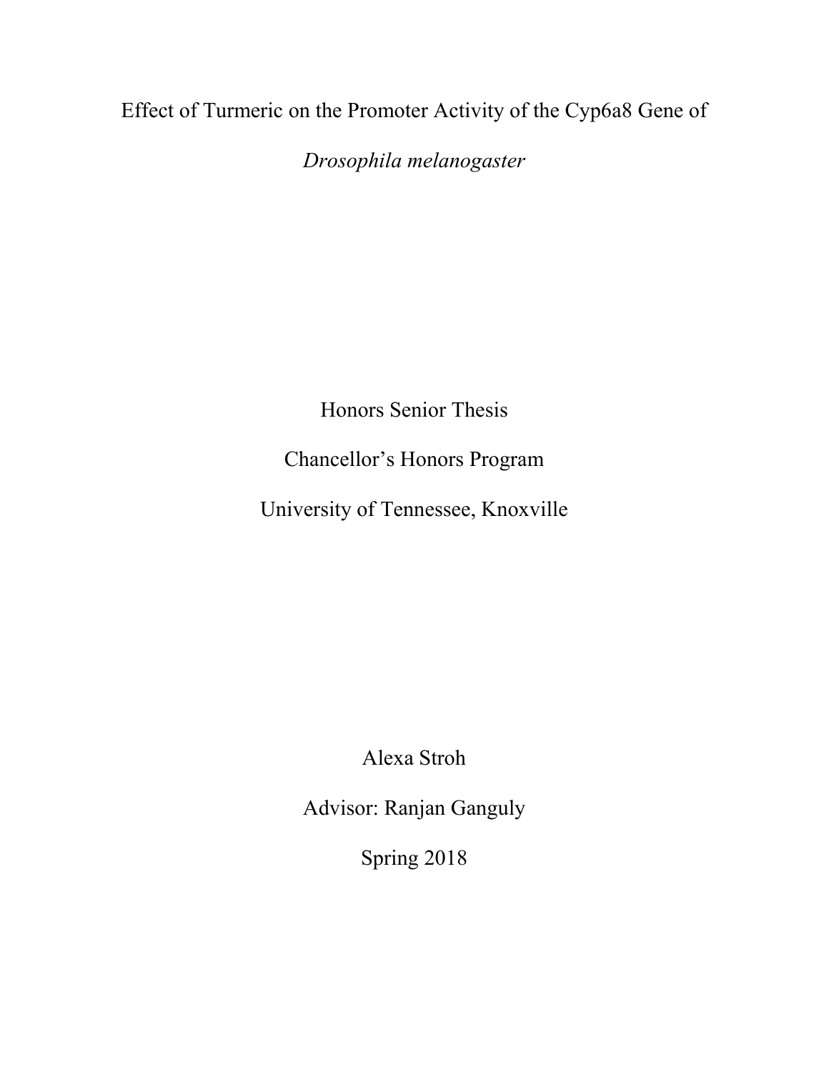# Effect of Turmeric on the Promoter Activity of the Cyp6a8 Gene of *Drosophila melanogaster*

Honors Senior Thesis

Chancellor's Honors Program

University of Tennessee, Knoxville

Alexa Stroh

Advisor: Ranjan Ganguly

Spring 2018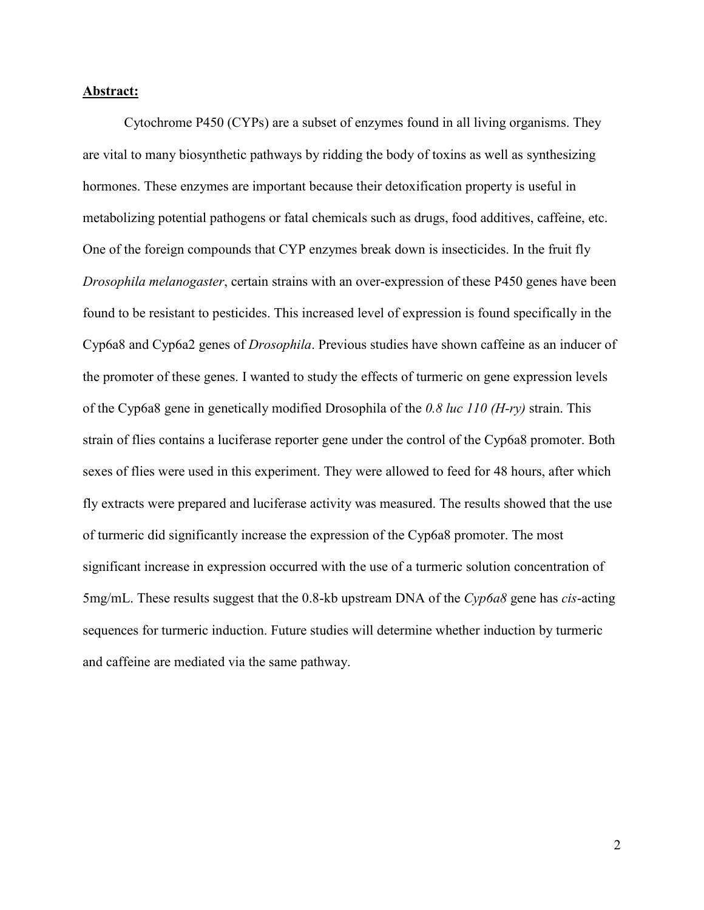## **Abstract:**

Cytochrome P450 (CYPs) are a subset of enzymes found in all living organisms. They are vital to many biosynthetic pathways by ridding the body of toxins as well as synthesizing hormones. These enzymes are important because their detoxification property is useful in metabolizing potential pathogens or fatal chemicals such as drugs, food additives, caffeine, etc. One of the foreign compounds that CYP enzymes break down is insecticides. In the fruit fly *Drosophila melanogaster*, certain strains with an over-expression of these P450 genes have been found to be resistant to pesticides. This increased level of expression is found specifically in the Cyp6a8 and Cyp6a2 genes of *Drosophila*. Previous studies have shown caffeine as an inducer of the promoter of these genes. I wanted to study the effects of turmeric on gene expression levels of the Cyp6a8 gene in genetically modified Drosophila of the *0.8 luc 110 (H-ry)* strain. This strain of flies contains a luciferase reporter gene under the control of the Cyp6a8 promoter. Both sexes of flies were used in this experiment. They were allowed to feed for 48 hours, after which fly extracts were prepared and luciferase activity was measured. The results showed that the use of turmeric did significantly increase the expression of the Cyp6a8 promoter. The most significant increase in expression occurred with the use of a turmeric solution concentration of 5mg/mL. These results suggest that the 0.8-kb upstream DNA of the *Cyp6a8* gene has *cis*-acting sequences for turmeric induction. Future studies will determine whether induction by turmeric and caffeine are mediated via the same pathway.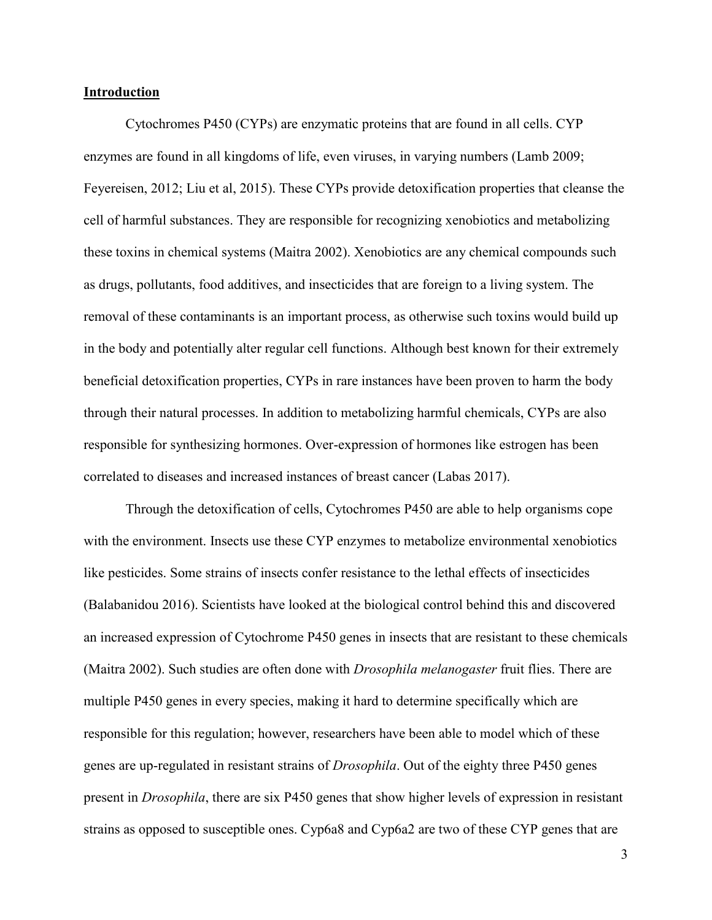## **Introduction**

Cytochromes P450 (CYPs) are enzymatic proteins that are found in all cells. CYP enzymes are found in all kingdoms of life, even viruses, in varying numbers (Lamb 2009; Feyereisen, 2012; Liu et al, 2015). These CYPs provide detoxification properties that cleanse the cell of harmful substances. They are responsible for recognizing xenobiotics and metabolizing these toxins in chemical systems (Maitra 2002). Xenobiotics are any chemical compounds such as drugs, pollutants, food additives, and insecticides that are foreign to a living system. The removal of these contaminants is an important process, as otherwise such toxins would build up in the body and potentially alter regular cell functions. Although best known for their extremely beneficial detoxification properties, CYPs in rare instances have been proven to harm the body through their natural processes. In addition to metabolizing harmful chemicals, CYPs are also responsible for synthesizing hormones. Over-expression of hormones like estrogen has been correlated to diseases and increased instances of breast cancer (Labas 2017).

Through the detoxification of cells, Cytochromes P450 are able to help organisms cope with the environment. Insects use these CYP enzymes to metabolize environmental xenobiotics like pesticides. Some strains of insects confer resistance to the lethal effects of insecticides (Balabanidou 2016). Scientists have looked at the biological control behind this and discovered an increased expression of Cytochrome P450 genes in insects that are resistant to these chemicals (Maitra 2002). Such studies are often done with *Drosophila melanogaster* fruit flies. There are multiple P450 genes in every species, making it hard to determine specifically which are responsible for this regulation; however, researchers have been able to model which of these genes are up-regulated in resistant strains of *Drosophila*. Out of the eighty three P450 genes present in *Drosophila*, there are six P450 genes that show higher levels of expression in resistant strains as opposed to susceptible ones. Cyp6a8 and Cyp6a2 are two of these CYP genes that are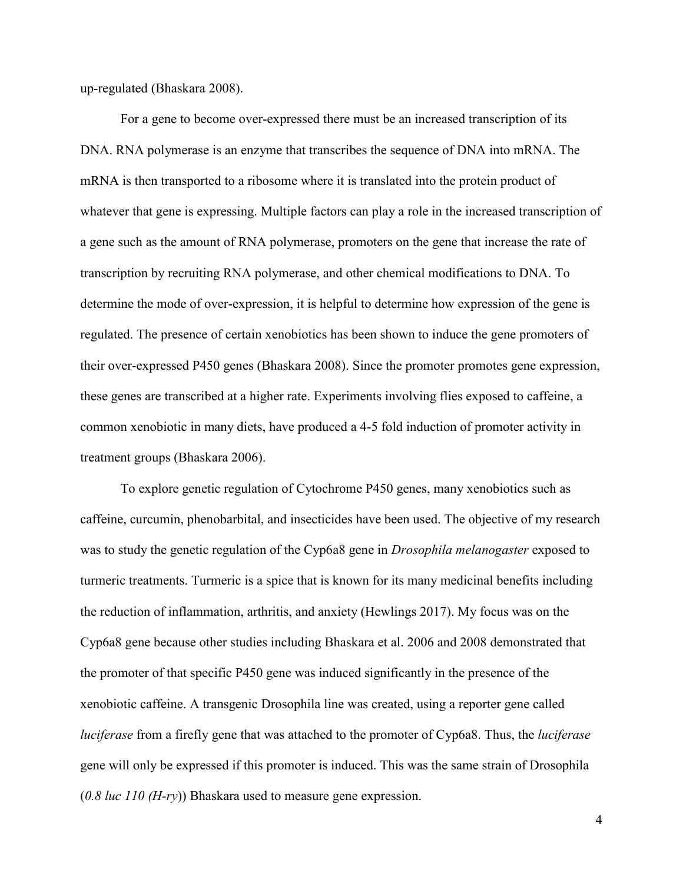up-regulated (Bhaskara 2008).

For a gene to become over-expressed there must be an increased transcription of its DNA. RNA polymerase is an enzyme that transcribes the sequence of DNA into mRNA. The mRNA is then transported to a ribosome where it is translated into the protein product of whatever that gene is expressing. Multiple factors can play a role in the increased transcription of a gene such as the amount of RNA polymerase, promoters on the gene that increase the rate of transcription by recruiting RNA polymerase, and other chemical modifications to DNA. To determine the mode of over-expression, it is helpful to determine how expression of the gene is regulated. The presence of certain xenobiotics has been shown to induce the gene promoters of their over-expressed P450 genes (Bhaskara 2008). Since the promoter promotes gene expression, these genes are transcribed at a higher rate. Experiments involving flies exposed to caffeine, a common xenobiotic in many diets, have produced a 4-5 fold induction of promoter activity in treatment groups (Bhaskara 2006).

To explore genetic regulation of Cytochrome P450 genes, many xenobiotics such as caffeine, curcumin, phenobarbital, and insecticides have been used. The objective of my research was to study the genetic regulation of the Cyp6a8 gene in *Drosophila melanogaster* exposed to turmeric treatments. Turmeric is a spice that is known for its many medicinal benefits including the reduction of inflammation, arthritis, and anxiety (Hewlings 2017). My focus was on the Cyp6a8 gene because other studies including Bhaskara et al. 2006 and 2008 demonstrated that the promoter of that specific P450 gene was induced significantly in the presence of the xenobiotic caffeine. A transgenic Drosophila line was created, using a reporter gene called *luciferase* from a firefly gene that was attached to the promoter of Cyp6a8. Thus, the *luciferase* gene will only be expressed if this promoter is induced. This was the same strain of Drosophila (*0.8 luc 110 (H-ry)*) Bhaskara used to measure gene expression.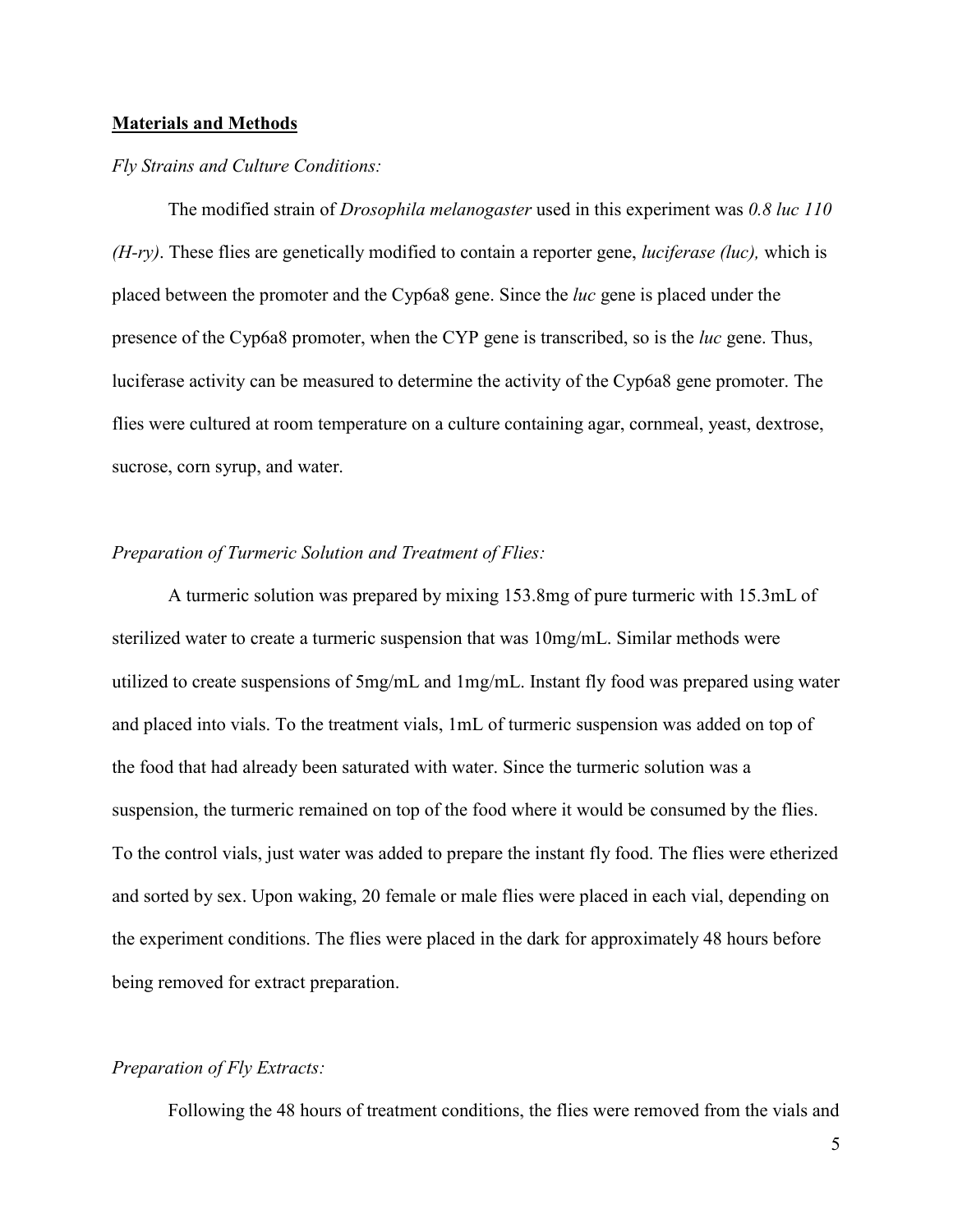## **Materials and Methods**

*Fly Strains and Culture Conditions:*

The modified strain of *Drosophila melanogaster* used in this experiment was *0.8 luc 110 (H-ry)*. These flies are genetically modified to contain a reporter gene, *luciferase (luc),* which is placed between the promoter and the Cyp6a8 gene. Since the *luc* gene is placed under the presence of the Cyp6a8 promoter, when the CYP gene is transcribed, so is the *luc* gene. Thus, luciferase activity can be measured to determine the activity of the Cyp6a8 gene promoter. The flies were cultured at room temperature on a culture containing agar, cornmeal, yeast, dextrose, sucrose, corn syrup, and water.

*Preparation of Turmeric Solution and Treatment of Flies:*

A turmeric solution was prepared by mixing 153.8mg of pure turmeric with 15.3mL of sterilized water to create a turmeric suspension that was 10mg/mL. Similar methods were utilized to create suspensions of 5mg/mL and 1mg/mL. Instant fly food was prepared using water and placed into vials. To the treatment vials, 1mL of turmeric suspension was added on top of the food that had already been saturated with water. Since the turmeric solution was a suspension, the turmeric remained on top of the food where it would be consumed by the flies. To the control vials, just water was added to prepare the instant fly food. The flies were etherized and sorted by sex. Upon waking, 20 female or male flies were placed in each vial, depending on the experiment conditions. The flies were placed in the dark for approximately 48 hours before being removed for extract preparation.

*Preparation of Fly Extracts:*

Following the 48 hours of treatment conditions, the flies were removed from the vials and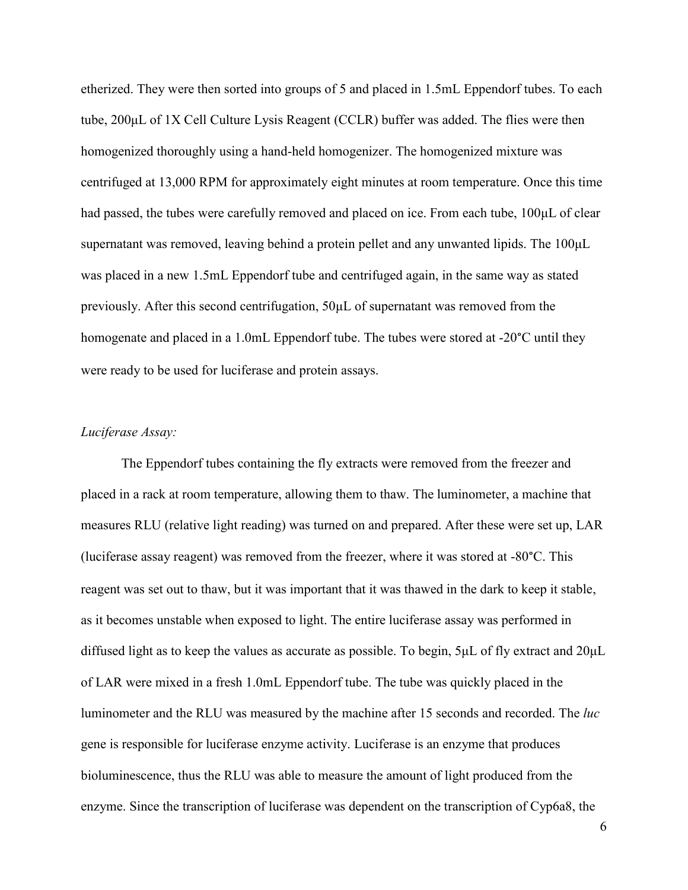etherized. They were then sorted into groups of 5 and placed in 1.5mL Eppendorf tubes. To each tube, 200μL of 1X Cell Culture Lysis Reagent (CCLR) buffer was added. The flies were then homogenized thoroughly using a hand-held homogenizer. The homogenized mixture was centrifuged at 13,000 RPM for approximately eight minutes at room temperature. Once this time had passed, the tubes were carefully removed and placed on ice. From each tube, 100μL of clear supernatant was removed, leaving behind a protein pellet and any unwanted lipids. The 100μL was placed in a new 1.5mL Eppendorf tube and centrifuged again, in the same way as stated previously. After this second centrifugation, 50μL of supernatant was removed from the homogenate and placed in a 1.0mL Eppendorf tube. The tubes were stored at -20°C until they were ready to be used for luciferase and protein assays.

*Luciferase Assay:*

The Eppendorf tubes containing the fly extracts were removed from the freezer and placed in a rack at room temperature, allowing them to thaw. The luminometer, a machine that measures RLU (relative light reading) was turned on and prepared. After these were set up, LAR (luciferase assay reagent) was removed from the freezer, where it was stored at -80°C. This reagent was set out to thaw, but it was important that it was thawed in the dark to keep it stable, as it becomes unstable when exposed to light. The entire luciferase assay was performed in diffused light as to keep the values as accurate as possible. To begin, 5μL of fly extract and 20μL of LAR were mixed in a fresh 1.0mL Eppendorf tube. The tube was quickly placed in the luminometer and the RLU was measured by the machine after 15 seconds and recorded. The *luc* gene is responsible for luciferase enzyme activity. Luciferase is an enzyme that produces bioluminescence, thus the RLU was able to measure the amount of light produced from the enzyme. Since the transcription of luciferase was dependent on the transcription of Cyp6a8, the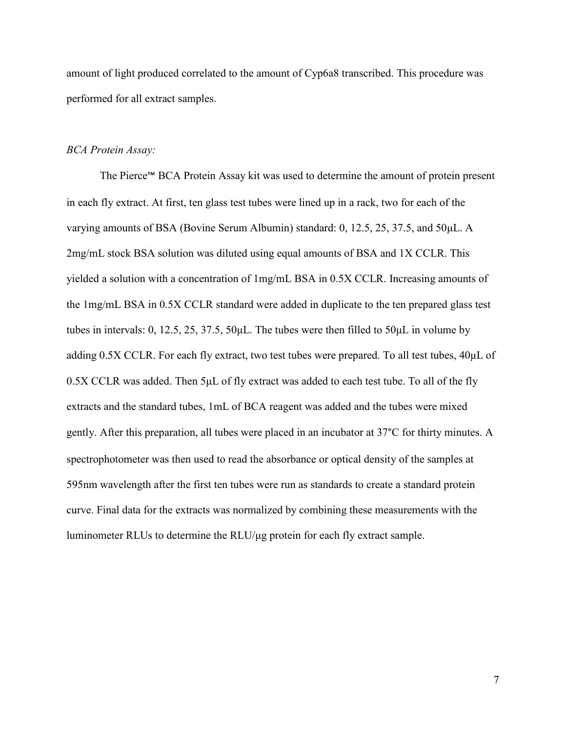amount of light produced correlated to the amount of Cyp6a8 transcribed. This procedure was performed for all extract samples.

*BCA Protein Assay:*

The Pierce™ BCA Protein Assay kit was used to determine the amount of protein present in each fly extract. At first, ten glass test tubes were lined up in a rack, two for each of the varying amounts of BSA (Bovine Serum Albumin) standard: 0, 12.5, 25, 37.5, and 50μL. A 2mg/mL stock BSA solution was diluted using equal amounts of BSA and 1X CCLR. This yielded a solution with a concentration of 1mg/mL BSA in 0.5X CCLR. Increasing amounts of the 1mg/mL BSA in 0.5X CCLR standard were added in duplicate to the ten prepared glass test tubes in intervals: 0, 12.5, 25, 37.5, 50μL. The tubes were then filled to 50μL in volume by adding 0.5X CCLR. For each fly extract, two test tubes were prepared. To all test tubes, 40μL of 0.5X CCLR was added. Then 5μL of fly extract was added to each test tube. To all of the fly extracts and the standard tubes, 1mL of BCA reagent was added and the tubes were mixed gently. After this preparation, all tubes were placed in an incubator at 37°C for thirty minutes. A spectrophotometer was then used to read the absorbance or optical density of the samples at 595nm wavelength after the first ten tubes were run as standards to create a standard protein curve. Final data for the extracts was normalized by combining these measurements with the luminometer RLUs to determine the RLU/μg protein for each fly extract sample.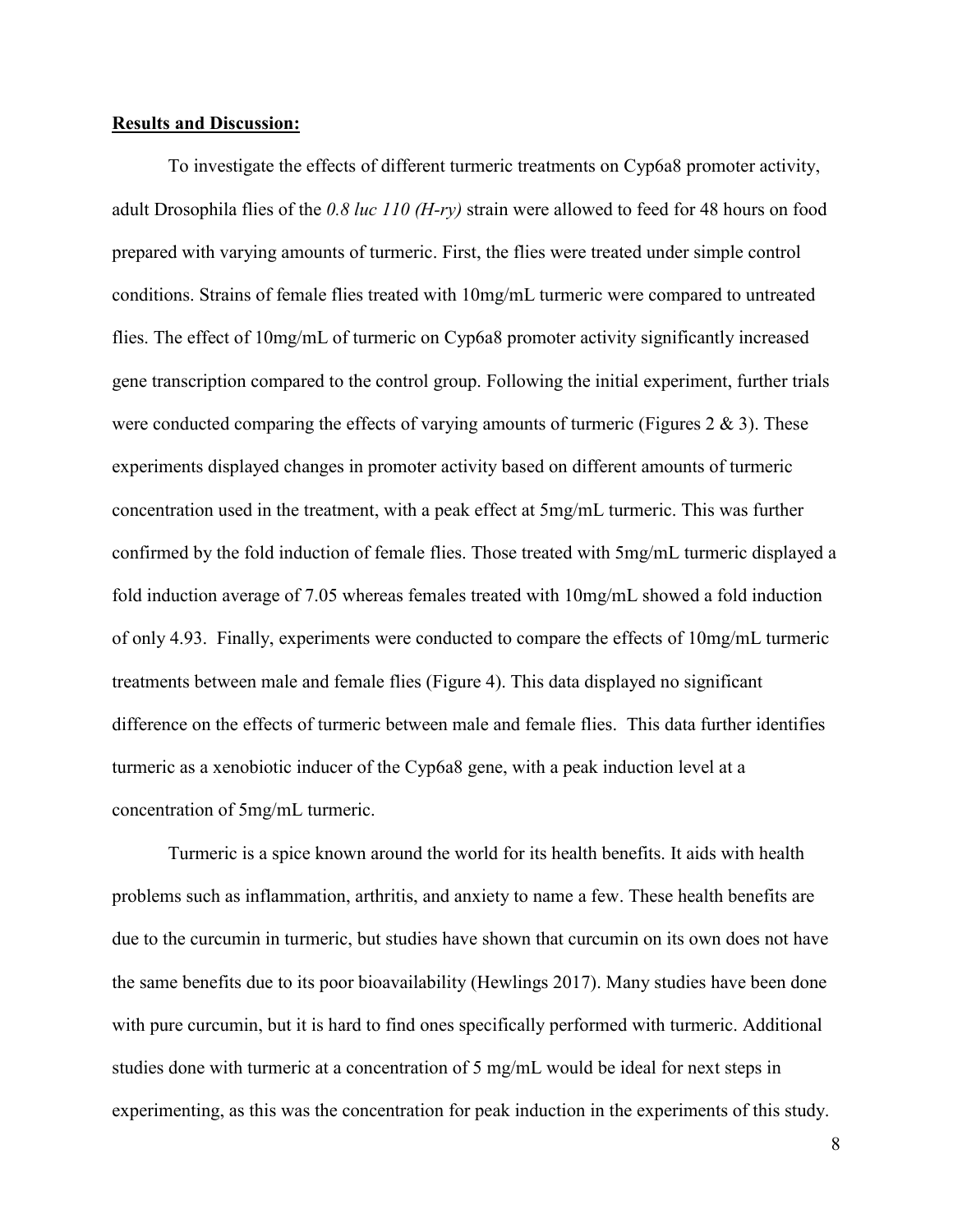**Results and Discussion:**

To investigate the effects of different turmeric treatments on Cyp6a8 promoter activity, adult Drosophila flies of the *0.8 luc 110 (H-ry)* strain were allowed to feed for 48 hours on food prepared with varying amounts of turmeric. First, the flies were treated under simple control conditions. Strains of female flies treated with 10mg/mL turmeric were compared to untreated flies. The effect of 10mg/mL of turmeric on Cyp6a8 promoter activity significantly increased gene transcription compared to the control group. Following the initial experiment, further trials were conducted comparing the effects of varying amounts of turmeric (Figures 2 & 3). These experiments displayed changes in promoter activity based on different amounts of turmeric concentration used in the treatment, with a peak effect at 5mg/mL turmeric. This was further confirmed by the fold induction of female flies. Those treated with 5mg/mL turmeric displayed a fold induction average of 7.05 whereas females treated with 10mg/mL showed a fold induction of only 4.93. Finally, experiments were conducted to compare the effects of 10mg/mL turmeric treatments between male and female flies (Figure 4). This data displayed no significant difference on the effects of turmeric between male and female flies. This data further identifies turmeric as a xenobiotic inducer of the Cyp6a8 gene, with a peak induction level at a concentration of 5mg/mL turmeric.

Turmeric is a spice known around the world for its health benefits. It aids with health problems such as inflammation, arthritis, and anxiety to name a few. These health benefits are due to the curcumin in turmeric, but studies have shown that curcumin on its own does not have the same benefits due to its poor bioavailability (Hewlings 2017). Many studies have been done with pure curcumin, but it is hard to find ones specifically performed with turmeric. Additional studies done with turmeric at a concentration of 5 mg/mL would be ideal for next steps in experimenting, as this was the concentration for peak induction in the experiments of this study.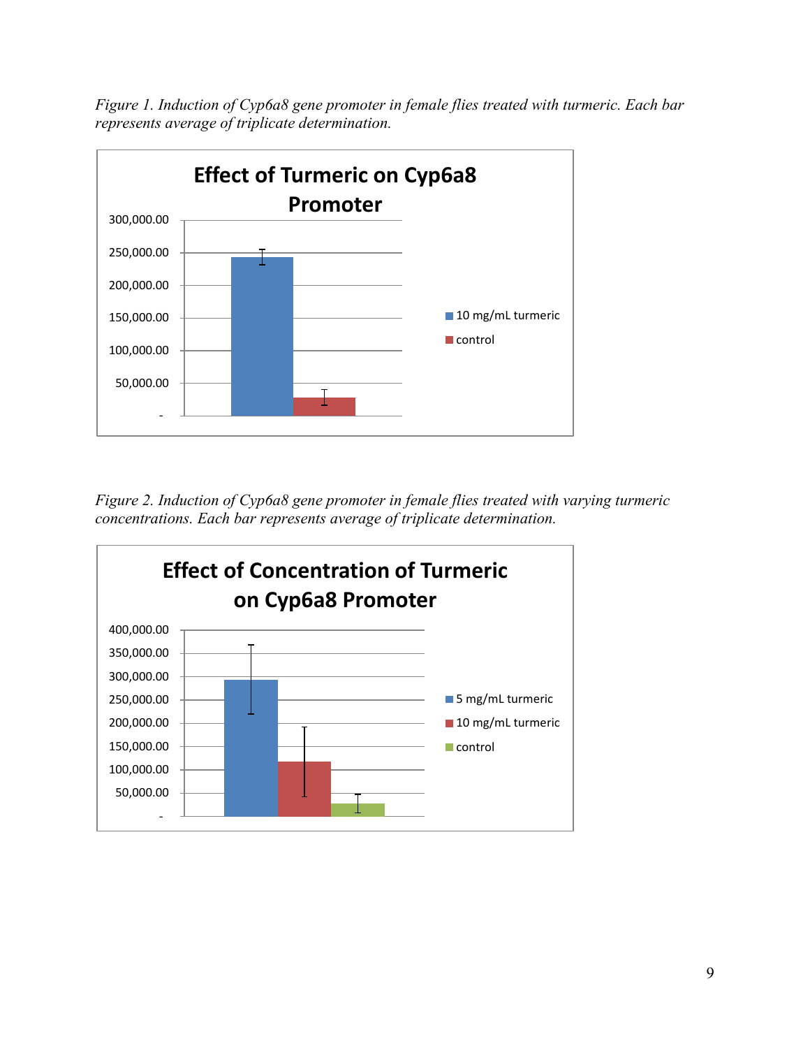*Figure 1. Induction of Cyp6a8 gene promoter in female flies treated with turmeric. Each bar represents average of triplicate determination.*

**Effect of Turmeric on Cyp6a8 Promoter**

| | 10 mg/mL turmeric | control |
|---|---|---|

*Figure 2. Induction of Cyp6a8 gene promoter in female flies treated with varying turmeric concentrations. Each bar represents average of triplicate determination.*

**Effect of Concentration of Turmeric on Cyp6a8 Promoter**

| | 5 mg/mL turmeric | 10 mg/mL turmeric | control |
|---|---|---|---|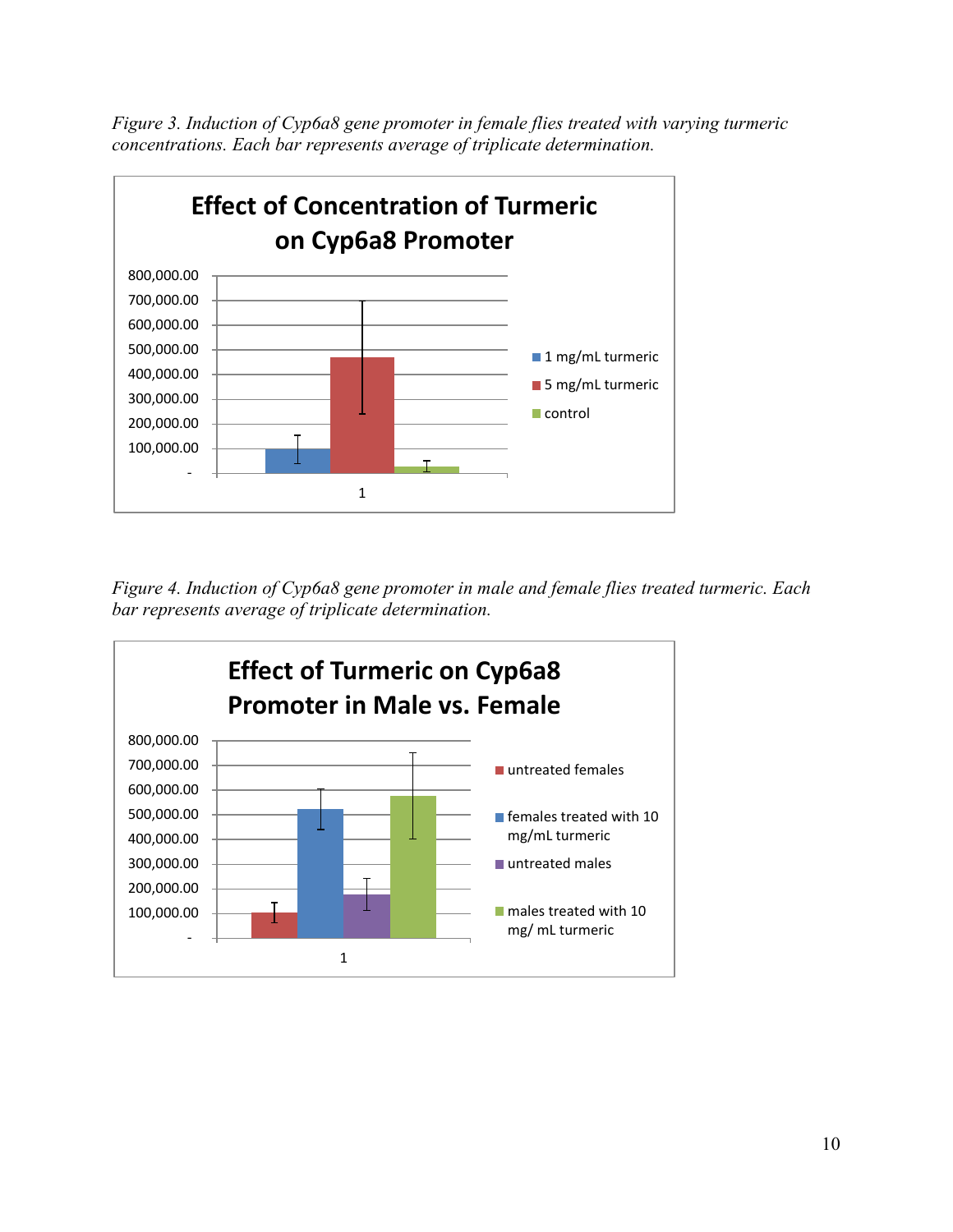*Figure 3. Induction of Cyp6a8 gene promoter in female flies treated with varying turmeric concentrations. Each bar represents average of triplicate determination.*

*Figure 4. Induction of Cyp6a8 gene promoter in male and female flies treated turmeric. Each bar represents average of triplicate determination.*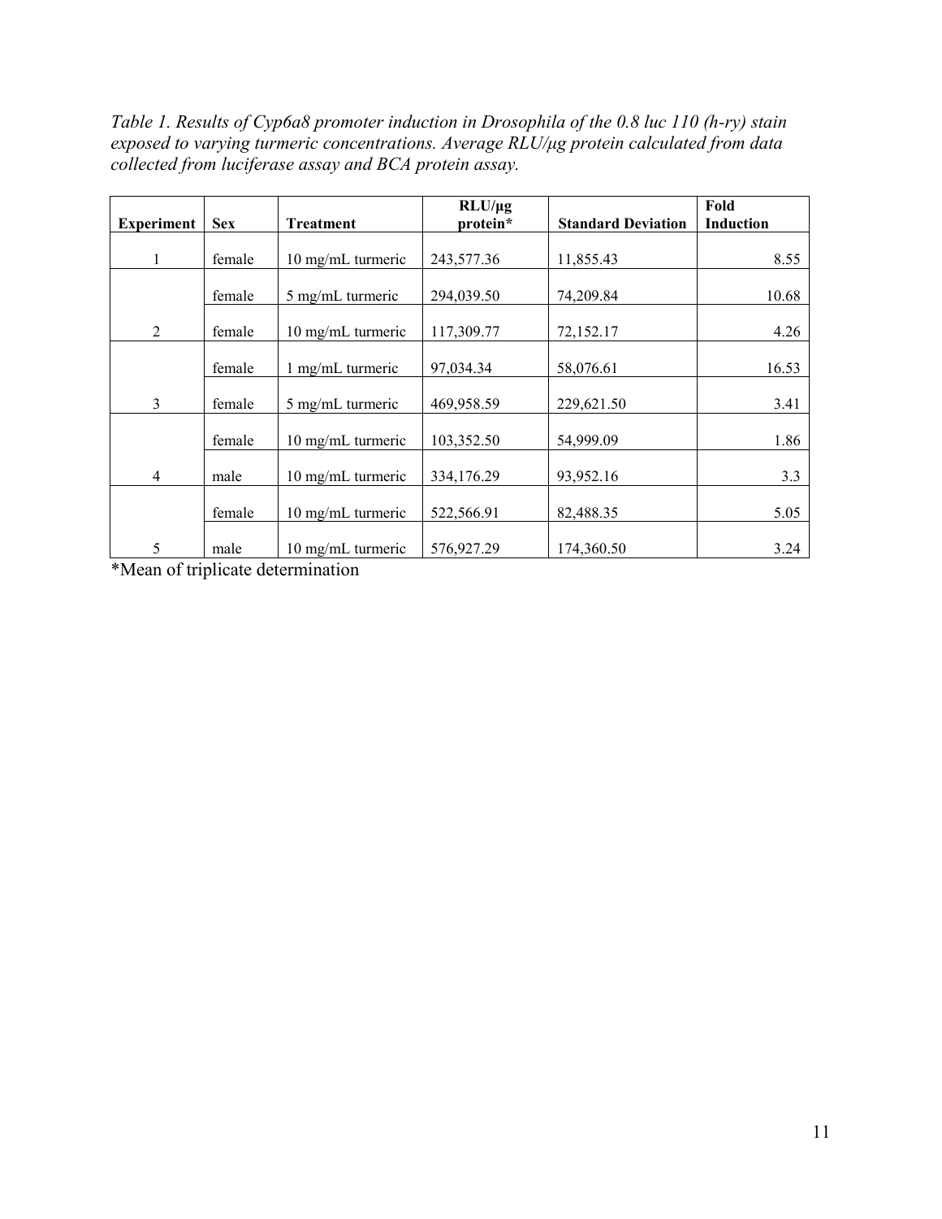*Table 1. Results of Cyp6a8 promoter induction in Drosophila of the 0.8 luc 110 (h-ry) stain exposed to varying turmeric concentrations. Average RLU/μg protein calculated from data collected from luciferase assay and BCA protein assay.*

| Experiment | Sex | Treatment | RLU/μg protein* | Standard Deviation | Fold Induction |
|---|---|---|---|---|---|
| 1 | female | 10 mg/mL turmeric | 243,577.36 | 11,855.43 | 8.55 |
| | female | 5 mg/mL turmeric | 294,039.50 | 74,209.84 | 10.68 |
| 2 | female | 10 mg/mL turmeric | 117,309.77 | 72,152.17 | 4.26 |
| | female | 1 mg/mL turmeric | 97,034.34 | 58,076.61 | 16.53 |
| 3 | female | 5 mg/mL turmeric | 469,958.59 | 229,621.50 | 3.41 |
| | female | 10 mg/mL turmeric | 103,352.50 | 54,999.09 | 1.86 |
| 4 | male | 10 mg/mL turmeric | 334,176.29 | 93,952.16 | 3.3 |
| | female | 10 mg/mL turmeric | 522,566.91 | 82,488.35 | 5.05 |
| 5 | male | 10 mg/mL turmeric | 576,927.29 | 174,360.50 | 3.24 |

*Mean of triplicate determination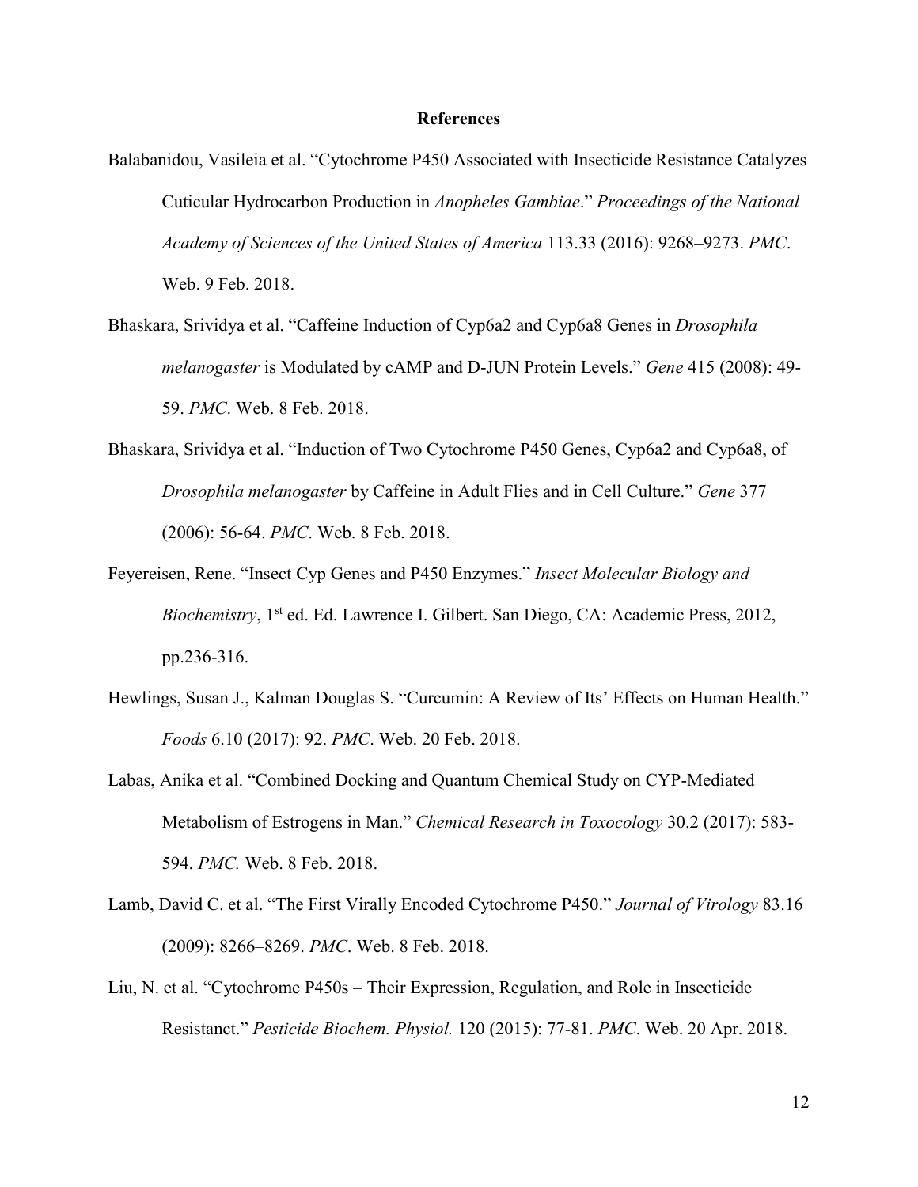## References

Balabanidou, Vasileia et al. "Cytochrome P450 Associated with Insecticide Resistance Catalyzes Cuticular Hydrocarbon Production in *Anopheles Gambiae*." *Proceedings of the National Academy of Sciences of the United States of America* 113.33 (2016): 9268–9273. *PMC*. Web. 9 Feb. 2018.

Bhaskara, Srividya et al. "Caffeine Induction of Cyp6a2 and Cyp6a8 Genes in *Drosophila melanogaster* is Modulated by cAMP and D-JUN Protein Levels." *Gene* 415 (2008): 49-59. *PMC*. Web. 8 Feb. 2018.

Bhaskara, Srividya et al. "Induction of Two Cytochrome P450 Genes, Cyp6a2 and Cyp6a8, of *Drosophila melanogaster* by Caffeine in Adult Flies and in Cell Culture." *Gene* 377 (2006): 56-64. *PMC*. Web. 8 Feb. 2018.

Feyereisen, Rene. "Insect Cyp Genes and P450 Enzymes." *Insect Molecular Biology and Biochemistry*, 1st ed. Ed. Lawrence I. Gilbert. San Diego, CA: Academic Press, 2012, pp.236-316.

Hewlings, Susan J., Kalman Douglas S. "Curcumin: A Review of Its' Effects on Human Health." *Foods* 6.10 (2017): 92. *PMC*. Web. 20 Feb. 2018.

Labas, Anika et al. "Combined Docking and Quantum Chemical Study on CYP-Mediated Metabolism of Estrogens in Man." *Chemical Research in Toxocology* 30.2 (2017): 583-594. *PMC.* Web. 8 Feb. 2018.

Lamb, David C. et al. "The First Virally Encoded Cytochrome P450." *Journal of Virology* 83.16 (2009): 8266–8269. *PMC*. Web. 8 Feb. 2018.

Liu, N. et al. "Cytochrome P450s – Their Expression, Regulation, and Role in Insecticide Resistanct." *Pesticide Biochem. Physiol.* 120 (2015): 77-81. *PMC*. Web. 20 Apr. 2018.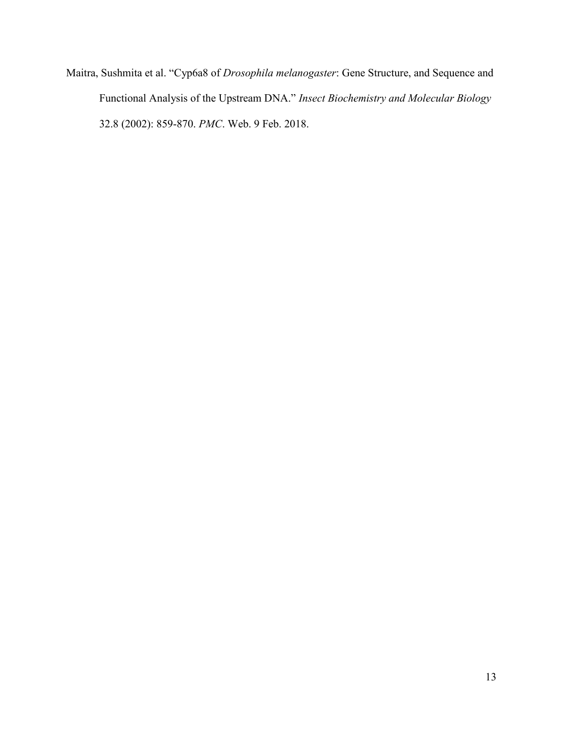Maitra, Sushmita et al. "Cyp6a8 of *Drosophila melanogaster*: Gene Structure, and Sequence and Functional Analysis of the Upstream DNA." *Insect Biochemistry and Molecular Biology* 32.8 (2002): 859-870. *PMC*. Web. 9 Feb. 2018.